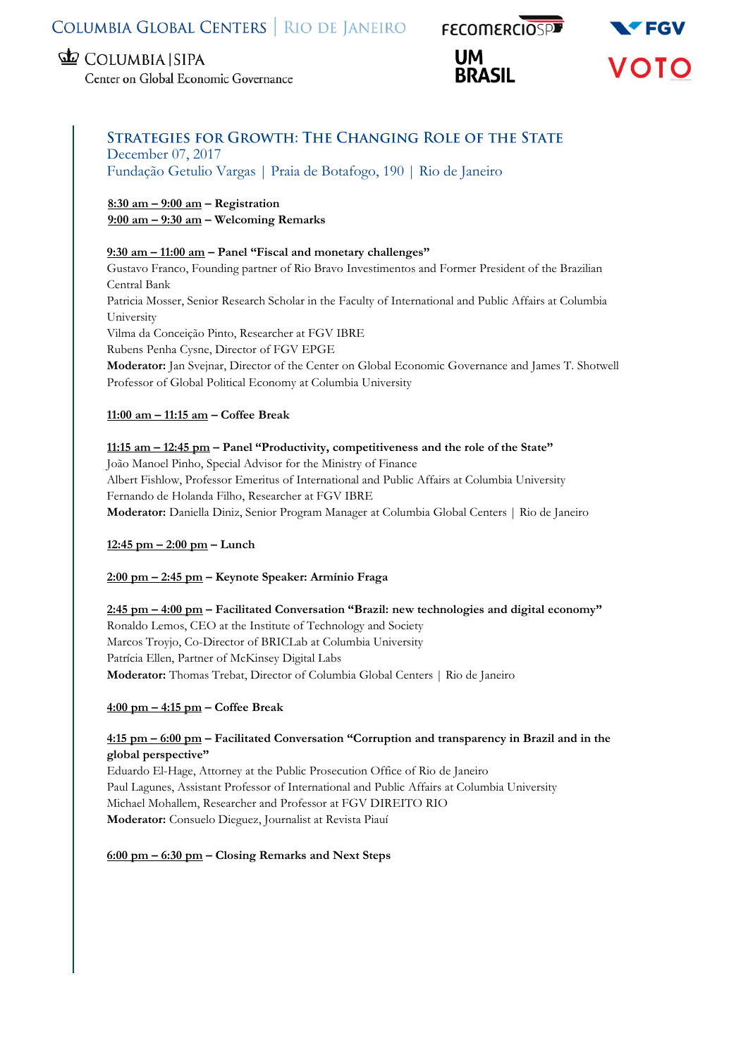Columbia Global Centers | Rio de Janeiro

Columbia | SIPA
Center on Global Economic Governance

FECOMERCIOSP

UM BRASIL

FGV

VOTO

## Strategies for Growth: The Changing Role of the State

December 07, 2017

Fundação Getulio Vargas | Praia de Botafogo, 190 | Rio de Janeiro

8:30 am – 9:00 am – **Registration**

9:00 am – 9:30 am – **Welcoming Remarks**

9:30 am – 11:00 am – **Panel "Fiscal and monetary challenges"**

Gustavo Franco, Founding partner of Rio Bravo Investimentos and Former President of the Brazilian Central Bank

Patricia Mosser, Senior Research Scholar in the Faculty of International and Public Affairs at Columbia University

Vilma da Conceição Pinto, Researcher at FGV IBRE

Rubens Penha Cysne, Director of FGV EPGE

**Moderator:** Jan Svejnar, Director of the Center on Global Economic Governance and James T. Shotwell Professor of Global Political Economy at Columbia University

11:00 am – 11:15 am – **Coffee Break**

11:15 am – 12:45 pm – **Panel "Productivity, competitiveness and the role of the State"**

João Manoel Pinho, Special Advisor for the Ministry of Finance

Albert Fishlow, Professor Emeritus of International and Public Affairs at Columbia University

Fernando de Holanda Filho, Researcher at FGV IBRE

**Moderator:** Daniella Diniz, Senior Program Manager at Columbia Global Centers | Rio de Janeiro

12:45 pm – 2:00 pm – **Lunch**

2:00 pm – 2:45 pm – **Keynote Speaker: Armínio Fraga**

2:45 pm – 4:00 pm – **Facilitated Conversation "Brazil: new technologies and digital economy"**

Ronaldo Lemos, CEO at the Institute of Technology and Society

Marcos Troyjo, Co-Director of BRICLab at Columbia University

Patrícia Ellen, Partner of McKinsey Digital Labs

**Moderator:** Thomas Trebat, Director of Columbia Global Centers | Rio de Janeiro

4:00 pm – 4:15 pm – **Coffee Break**

4:15 pm – 6:00 pm – **Facilitated Conversation "Corruption and transparency in Brazil and in the global perspective"**

Eduardo El-Hage, Attorney at the Public Prosecution Office of Rio de Janeiro

Paul Lagunes, Assistant Professor of International and Public Affairs at Columbia University

Michael Mohallem, Researcher and Professor at FGV DIREITO RIO

**Moderator:** Consuelo Dieguez, Journalist at Revista Piauí

6:00 pm – 6:30 pm – **Closing Remarks and Next Steps**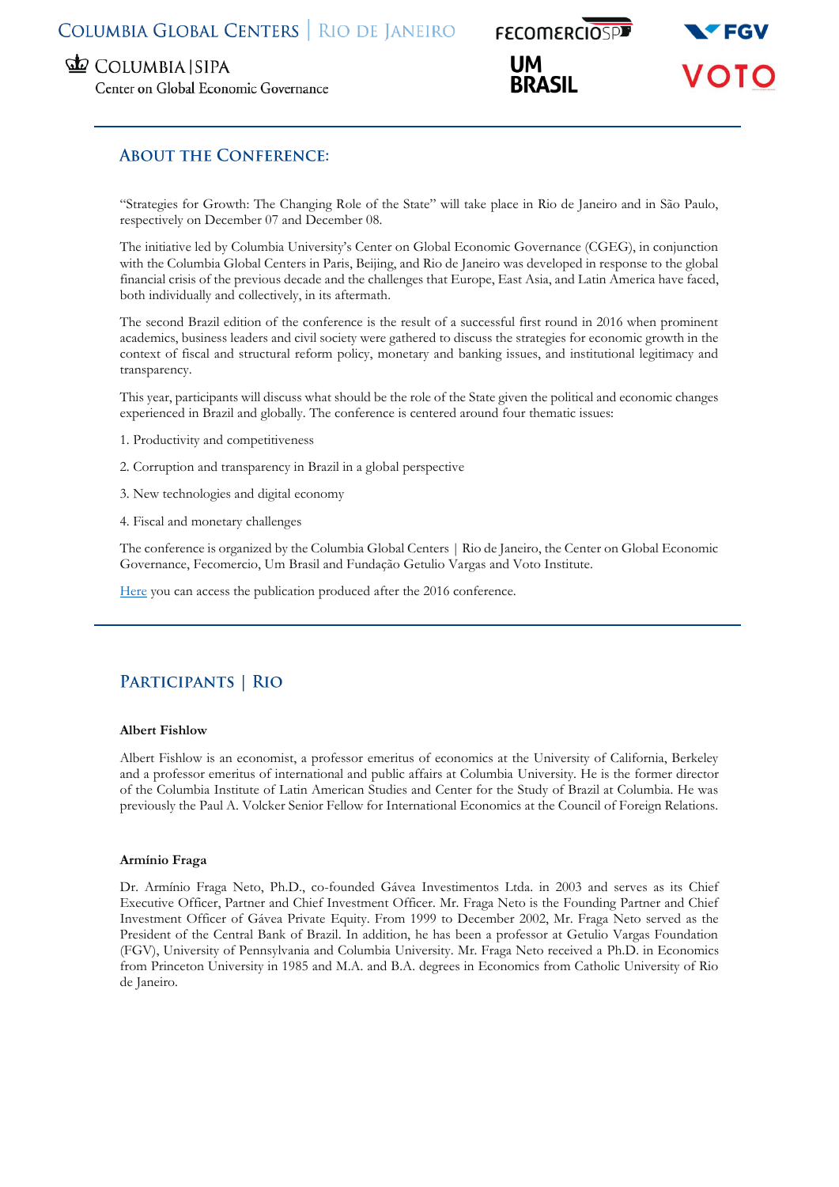## About the Conference:

"Strategies for Growth: The Changing Role of the State" will take place in Rio de Janeiro and in São Paulo, respectively on December 07 and December 08.

The initiative led by Columbia University's Center on Global Economic Governance (CGEG), in conjunction with the Columbia Global Centers in Paris, Beijing, and Rio de Janeiro was developed in response to the global financial crisis of the previous decade and the challenges that Europe, East Asia, and Latin America have faced, both individually and collectively, in its aftermath.

The second Brazil edition of the conference is the result of a successful first round in 2016 when prominent academics, business leaders and civil society were gathered to discuss the strategies for economic growth in the context of fiscal and structural reform policy, monetary and banking issues, and institutional legitimacy and transparency.

This year, participants will discuss what should be the role of the State given the political and economic changes experienced in Brazil and globally. The conference is centered around four thematic issues:

1. Productivity and competitiveness
2. Corruption and transparency in Brazil in a global perspective
3. New technologies and digital economy
4. Fiscal and monetary challenges

The conference is organized by the Columbia Global Centers | Rio de Janeiro, the Center on Global Economic Governance, Fecomercio, Um Brasil and Fundação Getulio Vargas and Voto Institute.

Here you can access the publication produced after the 2016 conference.

## Participants | Rio

**Albert Fishlow**

Albert Fishlow is an economist, a professor emeritus of economics at the University of California, Berkeley and a professor emeritus of international and public affairs at Columbia University. He is the former director of the Columbia Institute of Latin American Studies and Center for the Study of Brazil at Columbia. He was previously the Paul A. Volcker Senior Fellow for International Economics at the Council of Foreign Relations.

**Armínio Fraga**

Dr. Armínio Fraga Neto, Ph.D., co-founded Gávea Investimentos Ltda. in 2003 and serves as its Chief Executive Officer, Partner and Chief Investment Officer. Mr. Fraga Neto is the Founding Partner and Chief Investment Officer of Gávea Private Equity. From 1999 to December 2002, Mr. Fraga Neto served as the President of the Central Bank of Brazil. In addition, he has been a professor at Getulio Vargas Foundation (FGV), University of Pennsylvania and Columbia University. Mr. Fraga Neto received a Ph.D. in Economics from Princeton University in 1985 and M.A. and B.A. degrees in Economics from Catholic University of Rio de Janeiro.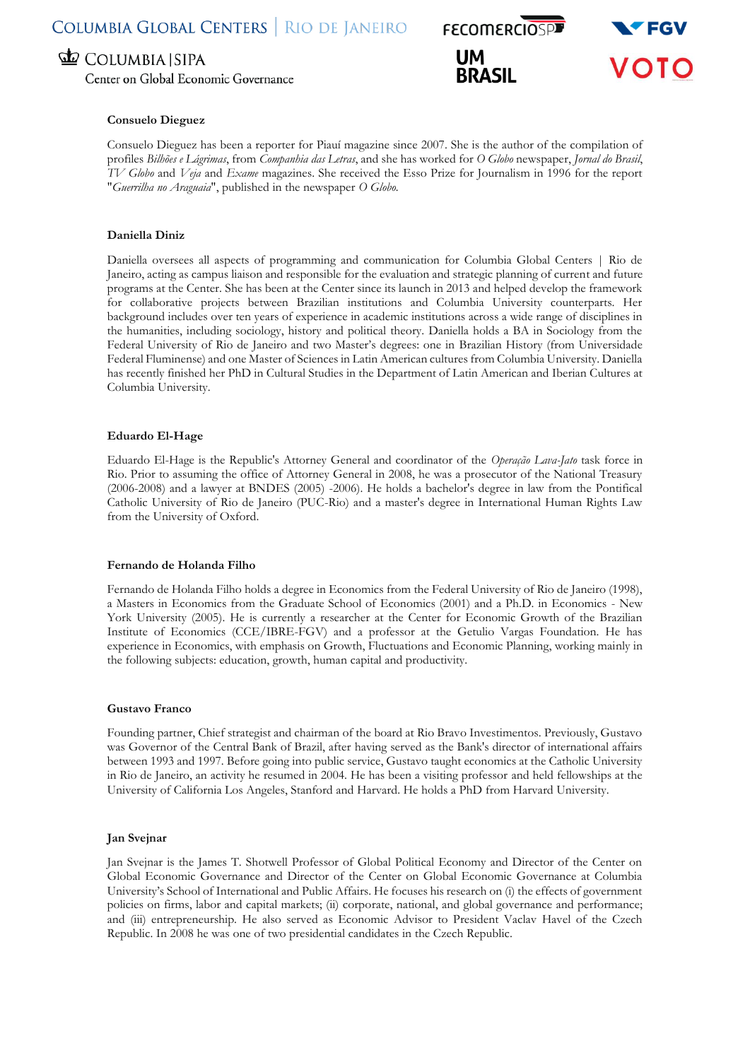**Consuelo Dieguez**

Consuelo Dieguez has been a reporter for Piauí magazine since 2007. She is the author of the compilation of profiles *Bilhões e Lágrimas*, from *Companhia das Letras*, and she has worked for *O Globo* newspaper, *Jornal do Brasil*, *TV Globo* and *Veja* and *Exame* magazines. She received the Esso Prize for Journalism in 1996 for the report "*Guerrilha no Araguaia*", published in the newspaper *O Globo*.

**Daniella Diniz**

Daniella oversees all aspects of programming and communication for Columbia Global Centers | Rio de Janeiro, acting as campus liaison and responsible for the evaluation and strategic planning of current and future programs at the Center. She has been at the Center since its launch in 2013 and helped develop the framework for collaborative projects between Brazilian institutions and Columbia University counterparts. Her background includes over ten years of experience in academic institutions across a wide range of disciplines in the humanities, including sociology, history and political theory. Daniella holds a BA in Sociology from the Federal University of Rio de Janeiro and two Master's degrees: one in Brazilian History (from Universidade Federal Fluminense) and one Master of Sciences in Latin American cultures from Columbia University. Daniella has recently finished her PhD in Cultural Studies in the Department of Latin American and Iberian Cultures at Columbia University.

**Eduardo El-Hage**

Eduardo El-Hage is the Republic's Attorney General and coordinator of the *Operação Lava-Jato* task force in Rio. Prior to assuming the office of Attorney General in 2008, he was a prosecutor of the National Treasury (2006-2008) and a lawyer at BNDES (2005) -2006). He holds a bachelor's degree in law from the Pontifical Catholic University of Rio de Janeiro (PUC-Rio) and a master's degree in International Human Rights Law from the University of Oxford.

**Fernando de Holanda Filho**

Fernando de Holanda Filho holds a degree in Economics from the Federal University of Rio de Janeiro (1998), a Masters in Economics from the Graduate School of Economics (2001) and a Ph.D. in Economics - New York University (2005). He is currently a researcher at the Center for Economic Growth of the Brazilian Institute of Economics (CCE/IBRE-FGV) and a professor at the Getulio Vargas Foundation. He has experience in Economics, with emphasis on Growth, Fluctuations and Economic Planning, working mainly in the following subjects: education, growth, human capital and productivity.

**Gustavo Franco**

Founding partner, Chief strategist and chairman of the board at Rio Bravo Investimentos. Previously, Gustavo was Governor of the Central Bank of Brazil, after having served as the Bank's director of international affairs between 1993 and 1997. Before going into public service, Gustavo taught economics at the Catholic University in Rio de Janeiro, an activity he resumed in 2004. He has been a visiting professor and held fellowships at the University of California Los Angeles, Stanford and Harvard. He holds a PhD from Harvard University.

**Jan Svejnar**

Jan Svejnar is the James T. Shotwell Professor of Global Political Economy and Director of the Center on Global Economic Governance and Director of the Center on Global Economic Governance at Columbia University's School of International and Public Affairs. He focuses his research on (i) the effects of government policies on firms, labor and capital markets; (ii) corporate, national, and global governance and performance; and (iii) entrepreneurship. He also served as Economic Advisor to President Vaclav Havel of the Czech Republic. In 2008 he was one of two presidential candidates in the Czech Republic.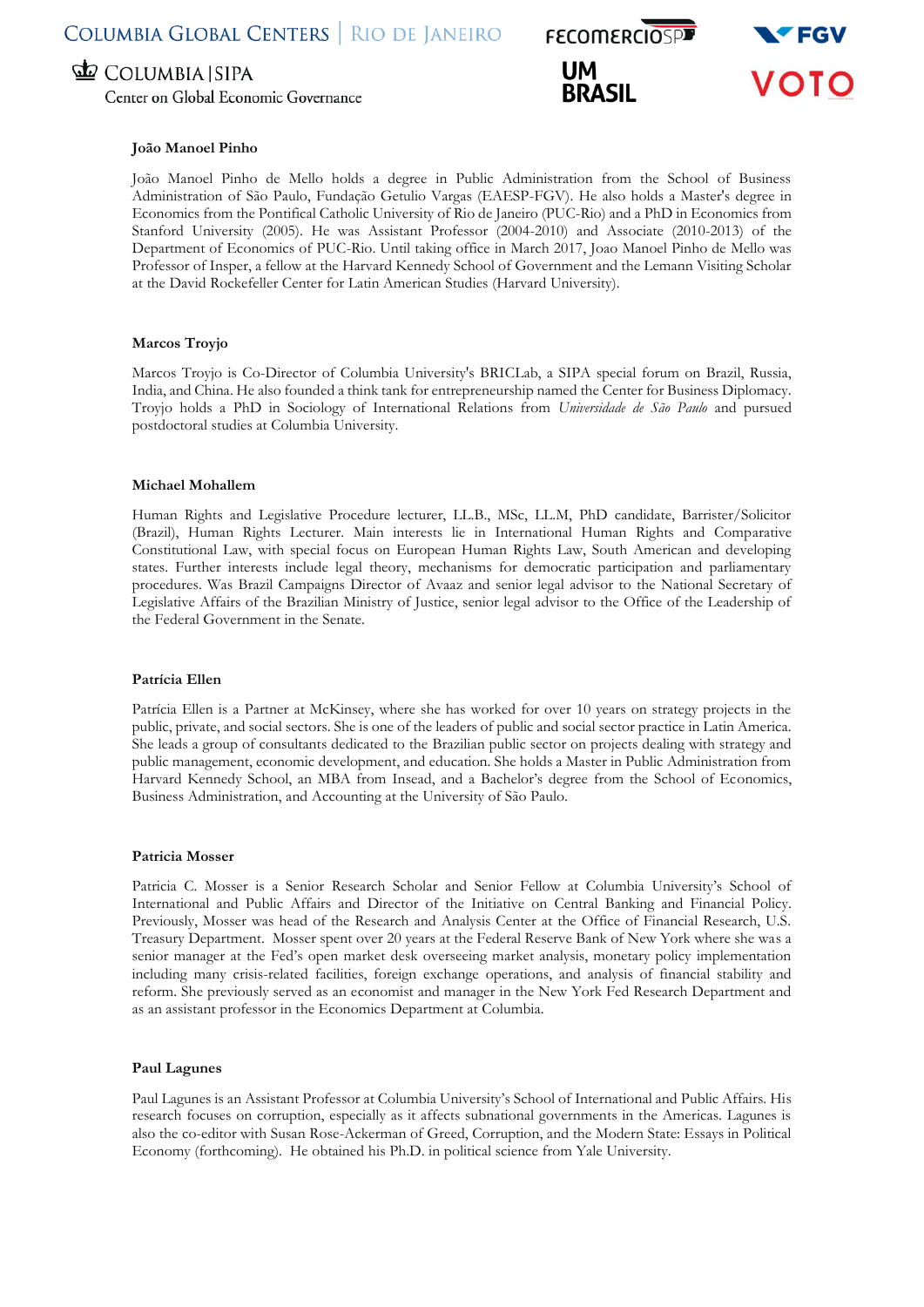**João Manoel Pinho**

João Manoel Pinho de Mello holds a degree in Public Administration from the School of Business Administration of São Paulo, Fundação Getulio Vargas (EAESP-FGV). He also holds a Master's degree in Economics from the Pontifical Catholic University of Rio de Janeiro (PUC-Rio) and a PhD in Economics from Stanford University (2005). He was Assistant Professor (2004-2010) and Associate (2010-2013) of the Department of Economics of PUC-Rio. Until taking office in March 2017, Joao Manoel Pinho de Mello was Professor of Insper, a fellow at the Harvard Kennedy School of Government and the Lemann Visiting Scholar at the David Rockefeller Center for Latin American Studies (Harvard University).

**Marcos Troyjo**

Marcos Troyjo is Co-Director of Columbia University's BRICLab, a SIPA special forum on Brazil, Russia, India, and China. He also founded a think tank for entrepreneurship named the Center for Business Diplomacy. Troyjo holds a PhD in Sociology of International Relations from *Universidade de São Paulo* and pursued postdoctoral studies at Columbia University.

**Michael Mohallem**

Human Rights and Legislative Procedure lecturer, LL.B., MSc, LL.M, PhD candidate, Barrister/Solicitor (Brazil), Human Rights Lecturer. Main interests lie in International Human Rights and Comparative Constitutional Law, with special focus on European Human Rights Law, South American and developing states. Further interests include legal theory, mechanisms for democratic participation and parliamentary procedures. Was Brazil Campaigns Director of Avaaz and senior legal advisor to the National Secretary of Legislative Affairs of the Brazilian Ministry of Justice, senior legal advisor to the Office of the Leadership of the Federal Government in the Senate.

**Patrícia Ellen**

Patrícia Ellen is a Partner at McKinsey, where she has worked for over 10 years on strategy projects in the public, private, and social sectors. She is one of the leaders of public and social sector practice in Latin America. She leads a group of consultants dedicated to the Brazilian public sector on projects dealing with strategy and public management, economic development, and education. She holds a Master in Public Administration from Harvard Kennedy School, an MBA from Insead, and a Bachelor's degree from the School of Economics, Business Administration, and Accounting at the University of São Paulo.

**Patricia Mosser**

Patricia C. Mosser is a Senior Research Scholar and Senior Fellow at Columbia University's School of International and Public Affairs and Director of the Initiative on Central Banking and Financial Policy. Previously, Mosser was head of the Research and Analysis Center at the Office of Financial Research, U.S. Treasury Department. Mosser spent over 20 years at the Federal Reserve Bank of New York where she was a senior manager at the Fed's open market desk overseeing market analysis, monetary policy implementation including many crisis-related facilities, foreign exchange operations, and analysis of financial stability and reform. She previously served as an economist and manager in the New York Fed Research Department and as an assistant professor in the Economics Department at Columbia.

**Paul Lagunes**

Paul Lagunes is an Assistant Professor at Columbia University's School of International and Public Affairs. His research focuses on corruption, especially as it affects subnational governments in the Americas. Lagunes is also the co-editor with Susan Rose-Ackerman of Greed, Corruption, and the Modern State: Essays in Political Economy (forthcoming). He obtained his Ph.D. in political science from Yale University.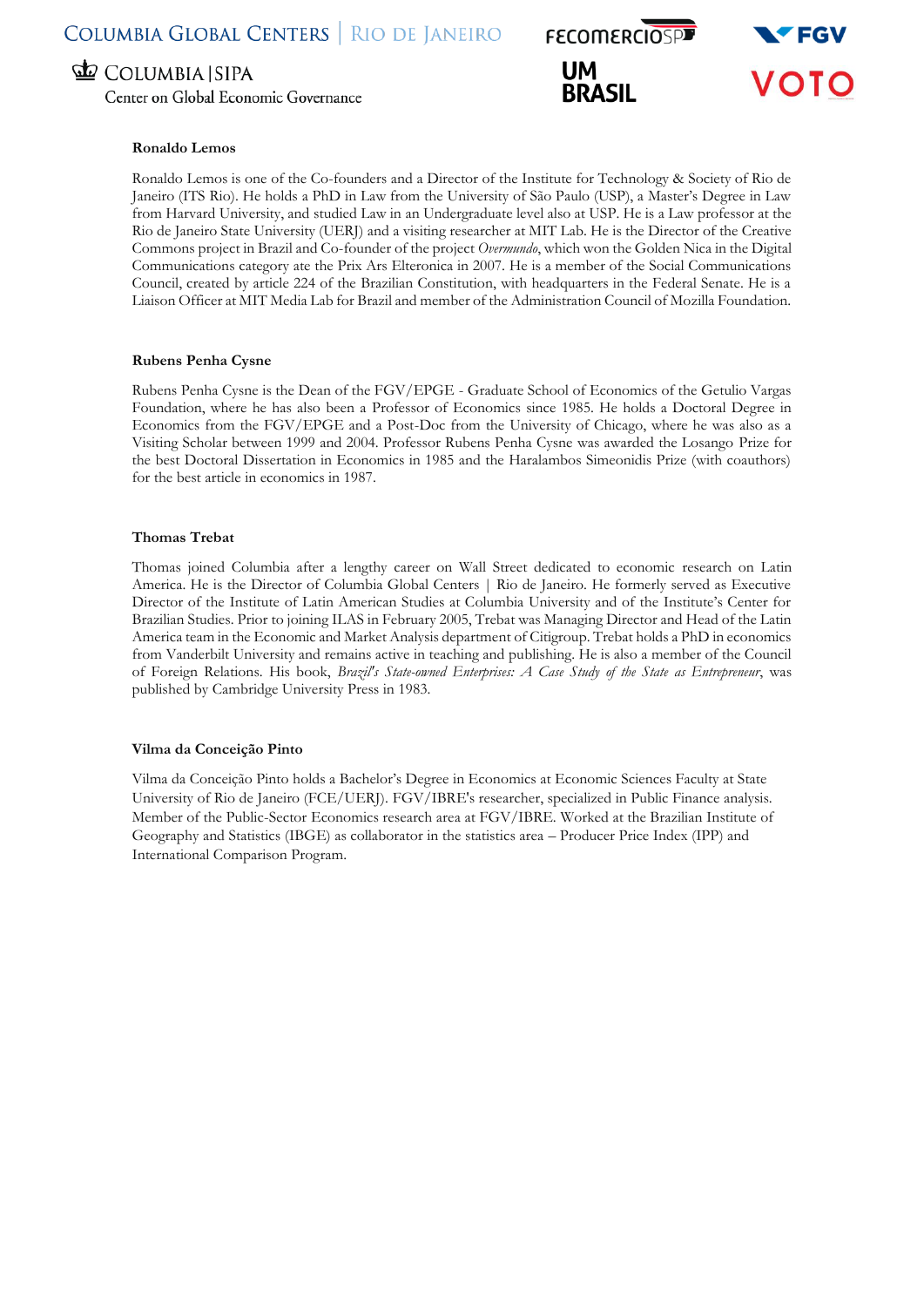**Ronaldo Lemos**

Ronaldo Lemos is one of the Co-founders and a Director of the Institute for Technology & Society of Rio de Janeiro (ITS Rio). He holds a PhD in Law from the University of São Paulo (USP), a Master's Degree in Law from Harvard University, and studied Law in an Undergraduate level also at USP. He is a Law professor at the Rio de Janeiro State University (UERJ) and a visiting researcher at MIT Lab. He is the Director of the Creative Commons project in Brazil and Co-founder of the project *Overmundo*, which won the Golden Nica in the Digital Communications category ate the Prix Ars Elteronica in 2007. He is a member of the Social Communications Council, created by article 224 of the Brazilian Constitution, with headquarters in the Federal Senate. He is a Liaison Officer at MIT Media Lab for Brazil and member of the Administration Council of Mozilla Foundation.

**Rubens Penha Cysne**

Rubens Penha Cysne is the Dean of the FGV/EPGE - Graduate School of Economics of the Getulio Vargas Foundation, where he has also been a Professor of Economics since 1985. He holds a Doctoral Degree in Economics from the FGV/EPGE and a Post-Doc from the University of Chicago, where he was also as a Visiting Scholar between 1999 and 2004. Professor Rubens Penha Cysne was awarded the Losango Prize for the best Doctoral Dissertation in Economics in 1985 and the Haralambos Simeonidis Prize (with coauthors) for the best article in economics in 1987.

**Thomas Trebat**

Thomas joined Columbia after a lengthy career on Wall Street dedicated to economic research on Latin America. He is the Director of Columbia Global Centers | Rio de Janeiro. He formerly served as Executive Director of the Institute of Latin American Studies at Columbia University and of the Institute's Center for Brazilian Studies. Prior to joining ILAS in February 2005, Trebat was Managing Director and Head of the Latin America team in the Economic and Market Analysis department of Citigroup. Trebat holds a PhD in economics from Vanderbilt University and remains active in teaching and publishing. He is also a member of the Council of Foreign Relations. His book, *Brazil's State-owned Enterprises: A Case Study of the State as Entrepreneur*, was published by Cambridge University Press in 1983.

**Vilma da Conceição Pinto**

Vilma da Conceição Pinto holds a Bachelor's Degree in Economics at Economic Sciences Faculty at State University of Rio de Janeiro (FCE/UERJ). FGV/IBRE's researcher, specialized in Public Finance analysis. Member of the Public-Sector Economics research area at FGV/IBRE. Worked at the Brazilian Institute of Geography and Statistics (IBGE) as collaborator in the statistics area – Producer Price Index (IPP) and International Comparison Program.